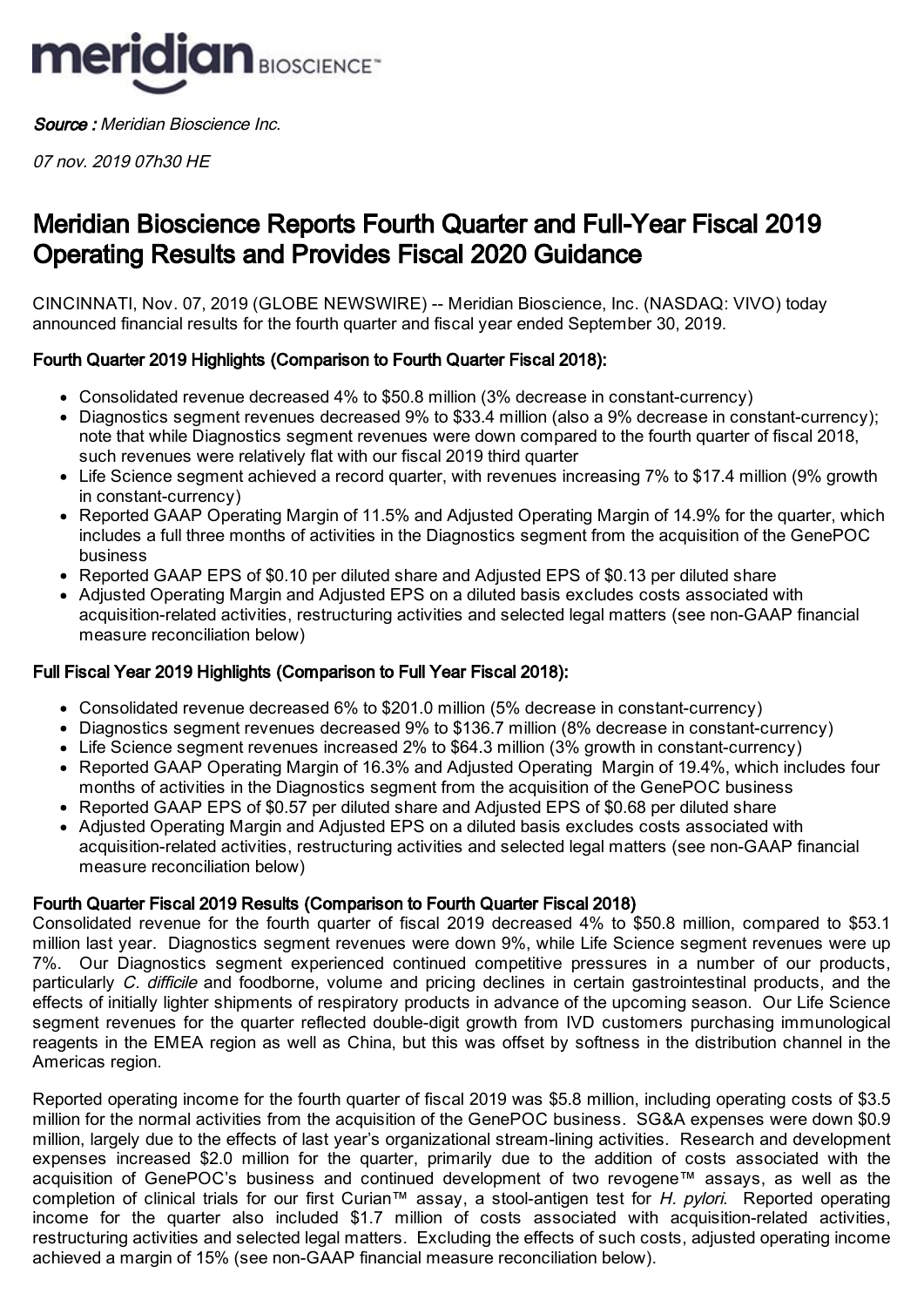meridian BIOSCIENCE™

***Source :*** *Meridian Bioscience Inc.*

*07 nov. 2019 07h30 HE*

# Meridian Bioscience Reports Fourth Quarter and Full-Year Fiscal 2019 Operating Results and Provides Fiscal 2020 Guidance

CINCINNATI, Nov. 07, 2019 (GLOBE NEWSWIRE) -- Meridian Bioscience, Inc. (NASDAQ: VIVO) today announced financial results for the fourth quarter and fiscal year ended September 30, 2019.

### Fourth Quarter 2019 Highlights (Comparison to Fourth Quarter Fiscal 2018):

- Consolidated revenue decreased 4% to $50.8 million (3% decrease in constant-currency)
- Diagnostics segment revenues decreased 9% to $33.4 million (also a 9% decrease in constant-currency); note that while Diagnostics segment revenues were down compared to the fourth quarter of fiscal 2018, such revenues were relatively flat with our fiscal 2019 third quarter
- Life Science segment achieved a record quarter, with revenues increasing 7% to $17.4 million (9% growth in constant-currency)
- Reported GAAP Operating Margin of 11.5% and Adjusted Operating Margin of 14.9% for the quarter, which includes a full three months of activities in the Diagnostics segment from the acquisition of the GenePOC business
- Reported GAAP EPS of $0.10 per diluted share and Adjusted EPS of $0.13 per diluted share
- Adjusted Operating Margin and Adjusted EPS on a diluted basis excludes costs associated with acquisition-related activities, restructuring activities and selected legal matters (see non-GAAP financial measure reconciliation below)

### Full Fiscal Year 2019 Highlights (Comparison to Full Year Fiscal 2018):

- Consolidated revenue decreased 6% to $201.0 million (5% decrease in constant-currency)
- Diagnostics segment revenues decreased 9% to $136.7 million (8% decrease in constant-currency)
- Life Science segment revenues increased 2% to $64.3 million (3% growth in constant-currency)
- Reported GAAP Operating Margin of 16.3% and Adjusted Operating Margin of 19.4%, which includes four months of activities in the Diagnostics segment from the acquisition of the GenePOC business
- Reported GAAP EPS of $0.57 per diluted share and Adjusted EPS of $0.68 per diluted share
- Adjusted Operating Margin and Adjusted EPS on a diluted basis excludes costs associated with acquisition-related activities, restructuring activities and selected legal matters (see non-GAAP financial measure reconciliation below)

### Fourth Quarter Fiscal 2019 Results (Comparison to Fourth Quarter Fiscal 2018)

Consolidated revenue for the fourth quarter of fiscal 2019 decreased 4% to $50.8 million, compared to $53.1 million last year. Diagnostics segment revenues were down 9%, while Life Science segment revenues were up 7%. Our Diagnostics segment experienced continued competitive pressures in a number of our products, particularly *C. difficile* and foodborne, volume and pricing declines in certain gastrointestinal products, and the effects of initially lighter shipments of respiratory products in advance of the upcoming season. Our Life Science segment revenues for the quarter reflected double-digit growth from IVD customers purchasing immunological reagents in the EMEA region as well as China, but this was offset by softness in the distribution channel in the Americas region.

Reported operating income for the fourth quarter of fiscal 2019 was $5.8 million, including operating costs of $3.5 million for the normal activities from the acquisition of the GenePOC business. SG&A expenses were down $0.9 million, largely due to the effects of last year's organizational stream-lining activities. Research and development expenses increased $2.0 million for the quarter, primarily due to the addition of costs associated with the acquisition of GenePOC's business and continued development of two revogene™ assays, as well as the completion of clinical trials for our first Curian™ assay, a stool-antigen test for *H. pylori*. Reported operating income for the quarter also included $1.7 million of costs associated with acquisition-related activities, restructuring activities and selected legal matters. Excluding the effects of such costs, adjusted operating income achieved a margin of 15% (see non-GAAP financial measure reconciliation below).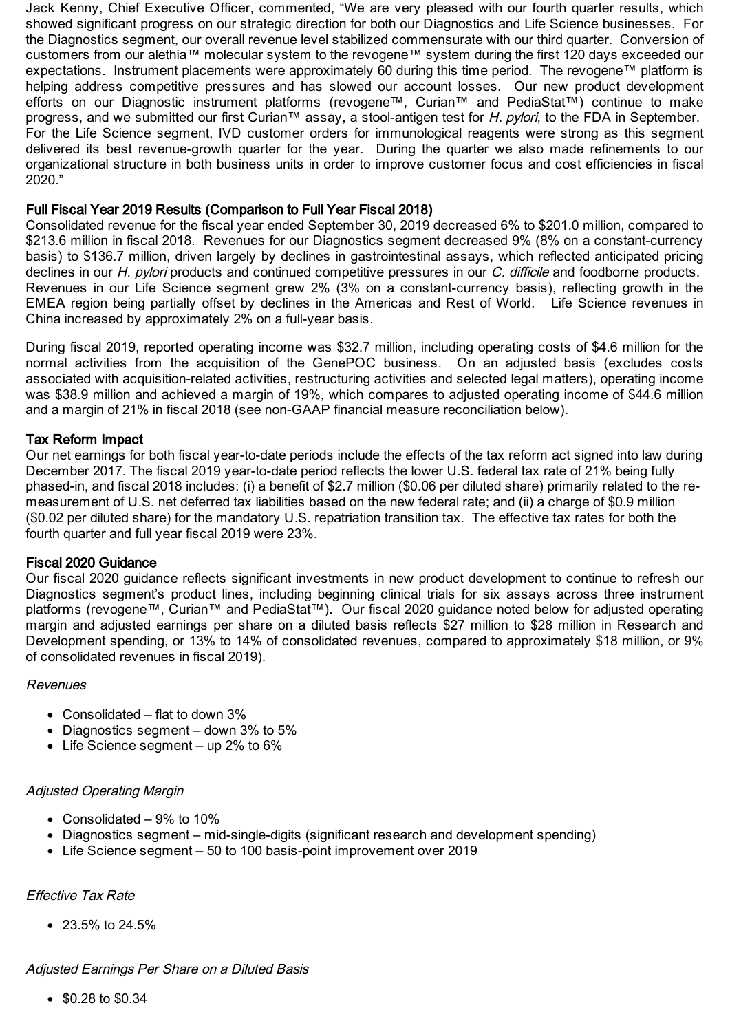Jack Kenny, Chief Executive Officer, commented, "We are very pleased with our fourth quarter results, which showed significant progress on our strategic direction for both our Diagnostics and Life Science businesses. For the Diagnostics segment, our overall revenue level stabilized commensurate with our third quarter. Conversion of customers from our alethia™ molecular system to the revogene™ system during the first 120 days exceeded our expectations. Instrument placements were approximately 60 during this time period. The revogene™ platform is helping address competitive pressures and has slowed our account losses. Our new product development efforts on our Diagnostic instrument platforms (revogene™, Curian™ and PediaStat™) continue to make progress, and we submitted our first Curian™ assay, a stool-antigen test for *H. pylori*, to the FDA in September. For the Life Science segment, IVD customer orders for immunological reagents were strong as this segment delivered its best revenue-growth quarter for the year. During the quarter we also made refinements to our organizational structure in both business units in order to improve customer focus and cost efficiencies in fiscal 2020."

## Full Fiscal Year 2019 Results (Comparison to Full Year Fiscal 2018)

Consolidated revenue for the fiscal year ended September 30, 2019 decreased 6% to $201.0 million, compared to $213.6 million in fiscal 2018. Revenues for our Diagnostics segment decreased 9% (8% on a constant-currency basis) to $136.7 million, driven largely by declines in gastrointestinal assays, which reflected anticipated pricing declines in our *H. pylori* products and continued competitive pressures in our *C. difficile* and foodborne products. Revenues in our Life Science segment grew 2% (3% on a constant-currency basis), reflecting growth in the EMEA region being partially offset by declines in the Americas and Rest of World. Life Science revenues in China increased by approximately 2% on a full-year basis.

During fiscal 2019, reported operating income was $32.7 million, including operating costs of $4.6 million for the normal activities from the acquisition of the GenePOC business. On an adjusted basis (excludes costs associated with acquisition-related activities, restructuring activities and selected legal matters), operating income was $38.9 million and achieved a margin of 19%, which compares to adjusted operating income of $44.6 million and a margin of 21% in fiscal 2018 (see non-GAAP financial measure reconciliation below).

## Tax Reform Impact

Our net earnings for both fiscal year-to-date periods include the effects of the tax reform act signed into law during December 2017. The fiscal 2019 year-to-date period reflects the lower U.S. federal tax rate of 21% being fully phased-in, and fiscal 2018 includes: (i) a benefit of $2.7 million ($0.06 per diluted share) primarily related to the re-measurement of U.S. net deferred tax liabilities based on the new federal rate; and (ii) a charge of $0.9 million ($0.02 per diluted share) for the mandatory U.S. repatriation transition tax. The effective tax rates for both the fourth quarter and full year fiscal 2019 were 23%.

## Fiscal 2020 Guidance

Our fiscal 2020 guidance reflects significant investments in new product development to continue to refresh our Diagnostics segment's product lines, including beginning clinical trials for six assays across three instrument platforms (revogene™, Curian™ and PediaStat™). Our fiscal 2020 guidance noted below for adjusted operating margin and adjusted earnings per share on a diluted basis reflects $27 million to $28 million in Research and Development spending, or 13% to 14% of consolidated revenues, compared to approximately $18 million, or 9% of consolidated revenues in fiscal 2019).

*Revenues*

- Consolidated – flat to down 3%
- Diagnostics segment – down 3% to 5%
- Life Science segment – up 2% to 6%

*Adjusted Operating Margin*

- Consolidated – 9% to 10%
- Diagnostics segment – mid-single-digits (significant research and development spending)
- Life Science segment – 50 to 100 basis-point improvement over 2019

*Effective Tax Rate*

- 23.5% to 24.5%

*Adjusted Earnings Per Share on a Diluted Basis*

- $0.28 to $0.34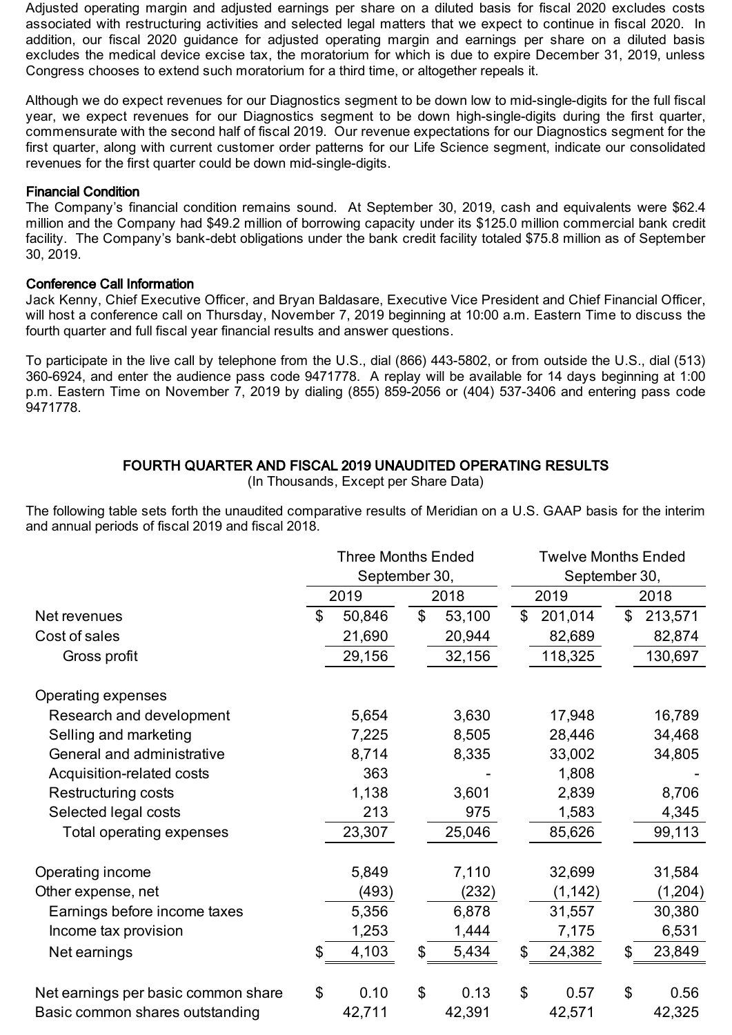Adjusted operating margin and adjusted earnings per share on a diluted basis for fiscal 2020 excludes costs associated with restructuring activities and selected legal matters that we expect to continue in fiscal 2020. In addition, our fiscal 2020 guidance for adjusted operating margin and earnings per share on a diluted basis excludes the medical device excise tax, the moratorium for which is due to expire December 31, 2019, unless Congress chooses to extend such moratorium for a third time, or altogether repeals it.

Although we do expect revenues for our Diagnostics segment to be down low to mid-single-digits for the full fiscal year, we expect revenues for our Diagnostics segment to be down high-single-digits during the first quarter, commensurate with the second half of fiscal 2019. Our revenue expectations for our Diagnostics segment for the first quarter, along with current customer order patterns for our Life Science segment, indicate our consolidated revenues for the first quarter could be down mid-single-digits.

**Financial Condition**

The Company's financial condition remains sound. At September 30, 2019, cash and equivalents were $62.4 million and the Company had $49.2 million of borrowing capacity under its $125.0 million commercial bank credit facility. The Company's bank-debt obligations under the bank credit facility totaled $75.8 million as of September 30, 2019.

**Conference Call Information**

Jack Kenny, Chief Executive Officer, and Bryan Baldasare, Executive Vice President and Chief Financial Officer, will host a conference call on Thursday, November 7, 2019 beginning at 10:00 a.m. Eastern Time to discuss the fourth quarter and full fiscal year financial results and answer questions.

To participate in the live call by telephone from the U.S., dial (866) 443-5802, or from outside the U.S., dial (513) 360-6924, and enter the audience pass code 9471778. A replay will be available for 14 days beginning at 1:00 p.m. Eastern Time on November 7, 2019 by dialing (855) 859-2056 or (404) 537-3406 and entering pass code 9471778.

## FOURTH QUARTER AND FISCAL 2019 UNAUDITED OPERATING RESULTS

(In Thousands, Except per Share Data)

The following table sets forth the unaudited comparative results of Meridian on a U.S. GAAP basis for the interim and annual periods of fiscal 2019 and fiscal 2018.

| | Three Months Ended September 30, | | Twelve Months Ended September 30, | |
|---|---|---|---|---|
| | 2019 | 2018 | 2019 | 2018 |
| Net revenues | $ 50,846 | $ 53,100 | $ 201,014 | $ 213,571 |
| Cost of sales | 21,690 | 20,944 | 82,689 | 82,874 |
| Gross profit | 29,156 | 32,156 | 118,325 | 130,697 |
| Operating expenses | | | | |
| Research and development | 5,654 | 3,630 | 17,948 | 16,789 |
| Selling and marketing | 7,225 | 8,505 | 28,446 | 34,468 |
| General and administrative | 8,714 | 8,335 | 33,002 | 34,805 |
| Acquisition-related costs | 363 | - | 1,808 | - |
| Restructuring costs | 1,138 | 3,601 | 2,839 | 8,706 |
| Selected legal costs | 213 | 975 | 1,583 | 4,345 |
| Total operating expenses | 23,307 | 25,046 | 85,626 | 99,113 |
| Operating income | 5,849 | 7,110 | 32,699 | 31,584 |
| Other expense, net | (493) | (232) | (1,142) | (1,204) |
| Earnings before income taxes | 5,356 | 6,878 | 31,557 | 30,380 |
| Income tax provision | 1,253 | 1,444 | 7,175 | 6,531 |
| Net earnings | $ 4,103 | $ 5,434 | $ 24,382 | $ 23,849 |
| Net earnings per basic common share | $ 0.10 | $ 0.13 | $ 0.57 | $ 0.56 |
| Basic common shares outstanding | 42,711 | 42,391 | 42,571 | 42,325 |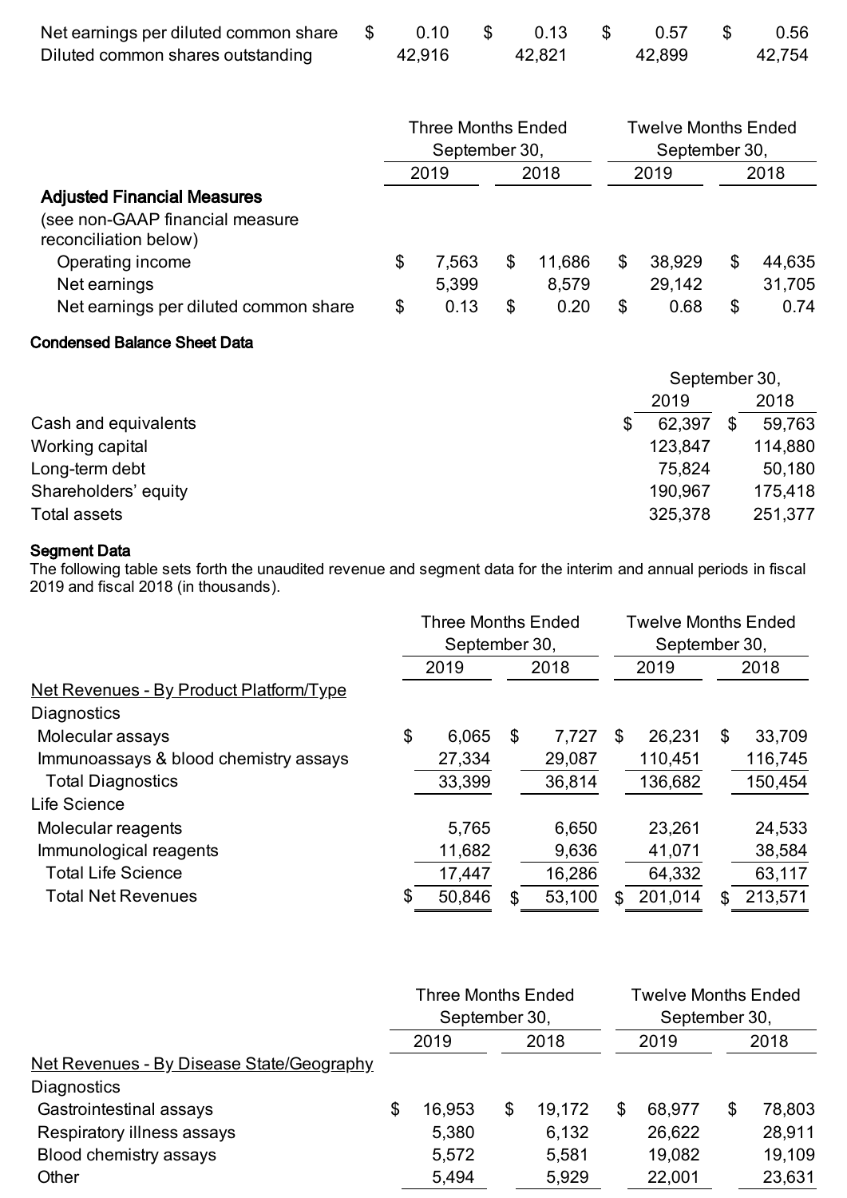| | | | | |
|---|---|---|---|---|
| Net earnings per diluted common share | $ 0.10 | $ 0.13 | $ 0.57 | $ 0.56 |
| Diluted common shares outstanding | 42,916 | 42,821 | 42,899 | 42,754 |

| | Three Months Ended September 30, | | Twelve Months Ended September 30, | |
|---|---|---|---|---|
| | 2019 | 2018 | 2019 | 2018 |
| **Adjusted Financial Measures** (see non-GAAP financial measure reconciliation below) | | | | |
| Operating income | $ 7,563 | $ 11,686 | $ 38,929 | $ 44,635 |
| Net earnings | 5,399 | 8,579 | 29,142 | 31,705 |
| Net earnings per diluted common share | $ 0.13 | $ 0.20 | $ 0.68 | $ 0.74 |

**Condensed Balance Sheet Data**

| | September 30, | |
|---|---|---|
| | 2019 | 2018 |
| Cash and equivalents | $ 62,397 | $ 59,763 |
| Working capital | 123,847 | 114,880 |
| Long-term debt | 75,824 | 50,180 |
| Shareholders' equity | 190,967 | 175,418 |
| Total assets | 325,378 | 251,377 |

**Segment Data**

The following table sets forth the unaudited revenue and segment data for the interim and annual periods in fiscal 2019 and fiscal 2018 (in thousands).

| | Three Months Ended September 30, | | Twelve Months Ended September 30, | |
|---|---|---|---|---|
| | 2019 | 2018 | 2019 | 2018 |
| Net Revenues - By Product Platform/Type | | | | |
| Diagnostics | | | | |
| Molecular assays | $ 6,065 | $ 7,727 | $ 26,231 | $ 33,709 |
| Immunoassays & blood chemistry assays | 27,334 | 29,087 | 110,451 | 116,745 |
| Total Diagnostics | 33,399 | 36,814 | 136,682 | 150,454 |
| Life Science | | | | |
| Molecular reagents | 5,765 | 6,650 | 23,261 | 24,533 |
| Immunological reagents | 11,682 | 9,636 | 41,071 | 38,584 |
| Total Life Science | 17,447 | 16,286 | 64,332 | 63,117 |
| Total Net Revenues | $ 50,846 | $ 53,100 | $ 201,014 | $ 213,571 |

| | Three Months Ended September 30, | | Twelve Months Ended September 30, | |
|---|---|---|---|---|
| | 2019 | 2018 | 2019 | 2018 |
| Net Revenues - By Disease State/Geography | | | | |
| Diagnostics | | | | |
| Gastrointestinal assays | $ 16,953 | $ 19,172 | $ 68,977 | $ 78,803 |
| Respiratory illness assays | 5,380 | 6,132 | 26,622 | 28,911 |
| Blood chemistry assays | 5,572 | 5,581 | 19,082 | 19,109 |
| Other | 5,494 | 5,929 | 22,001 | 23,631 |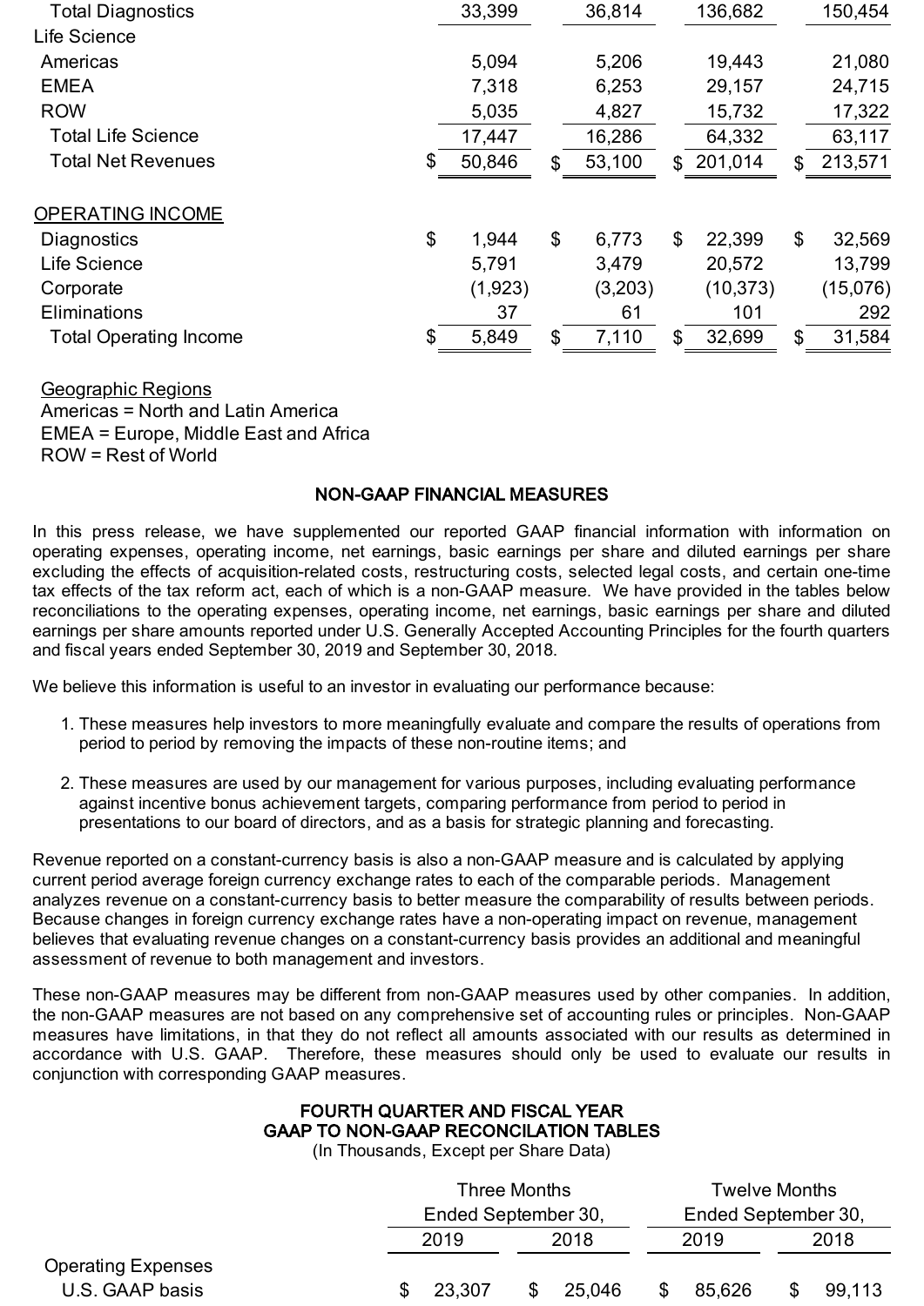| | | | | |
|---|---|---|---|---|
| Total Diagnostics | 33,399 | 36,814 | 136,682 | 150,454 |
| Life Science | | | | |
| Americas | 5,094 | 5,206 | 19,443 | 21,080 |
| EMEA | 7,318 | 6,253 | 29,157 | 24,715 |
| ROW | 5,035 | 4,827 | 15,732 | 17,322 |
| Total Life Science | 17,447 | 16,286 | 64,332 | 63,117 |
| Total Net Revenues | $ 50,846 | $ 53,100 | $ 201,014 | $ 213,571 |
| | | | | |
| OPERATING INCOME | | | | |
| Diagnostics | $ 1,944 | $ 6,773 | $ 22,399 | $ 32,569 |
| Life Science | 5,791 | 3,479 | 20,572 | 13,799 |
| Corporate | (1,923) | (3,203) | (10,373) | (15,076) |
| Eliminations | 37 | 61 | 101 | 292 |
| Total Operating Income | $ 5,849 | $ 7,110 | $ 32,699 | $ 31,584 |

Geographic Regions
Americas = North and Latin America
EMEA = Europe, Middle East and Africa
ROW = Rest of World

## NON-GAAP FINANCIAL MEASURES

In this press release, we have supplemented our reported GAAP financial information with information on operating expenses, operating income, net earnings, basic earnings per share and diluted earnings per share excluding the effects of acquisition-related costs, restructuring costs, selected legal costs, and certain one-time tax effects of the tax reform act, each of which is a non-GAAP measure. We have provided in the tables below reconciliations to the operating expenses, operating income, net earnings, basic earnings per share and diluted earnings per share amounts reported under U.S. Generally Accepted Accounting Principles for the fourth quarters and fiscal years ended September 30, 2019 and September 30, 2018.

We believe this information is useful to an investor in evaluating our performance because:

1. These measures help investors to more meaningfully evaluate and compare the results of operations from period to period by removing the impacts of these non-routine items; and
2. These measures are used by our management for various purposes, including evaluating performance against incentive bonus achievement targets, comparing performance from period to period in presentations to our board of directors, and as a basis for strategic planning and forecasting.

Revenue reported on a constant-currency basis is also a non-GAAP measure and is calculated by applying current period average foreign currency exchange rates to each of the comparable periods. Management analyzes revenue on a constant-currency basis to better measure the comparability of results between periods. Because changes in foreign currency exchange rates have a non-operating impact on revenue, management believes that evaluating revenue changes on a constant-currency basis provides an additional and meaningful assessment of revenue to both management and investors.

These non-GAAP measures may be different from non-GAAP measures used by other companies. In addition, the non-GAAP measures are not based on any comprehensive set of accounting rules or principles. Non-GAAP measures have limitations, in that they do not reflect all amounts associated with our results as determined in accordance with U.S. GAAP. Therefore, these measures should only be used to evaluate our results in conjunction with corresponding GAAP measures.

### FOURTH QUARTER AND FISCAL YEAR GAAP TO NON-GAAP RECONCILATION TABLES
(In Thousands, Except per Share Data)

| | Three Months Ended September 30, | | Twelve Months Ended September 30, | |
|---|---|---|---|---|
| | 2019 | 2018 | 2019 | 2018 |
| Operating Expenses | | | | |
| U.S. GAAP basis | $ 23,307 | $ 25,046 | $ 85,626 | $ 99,113 |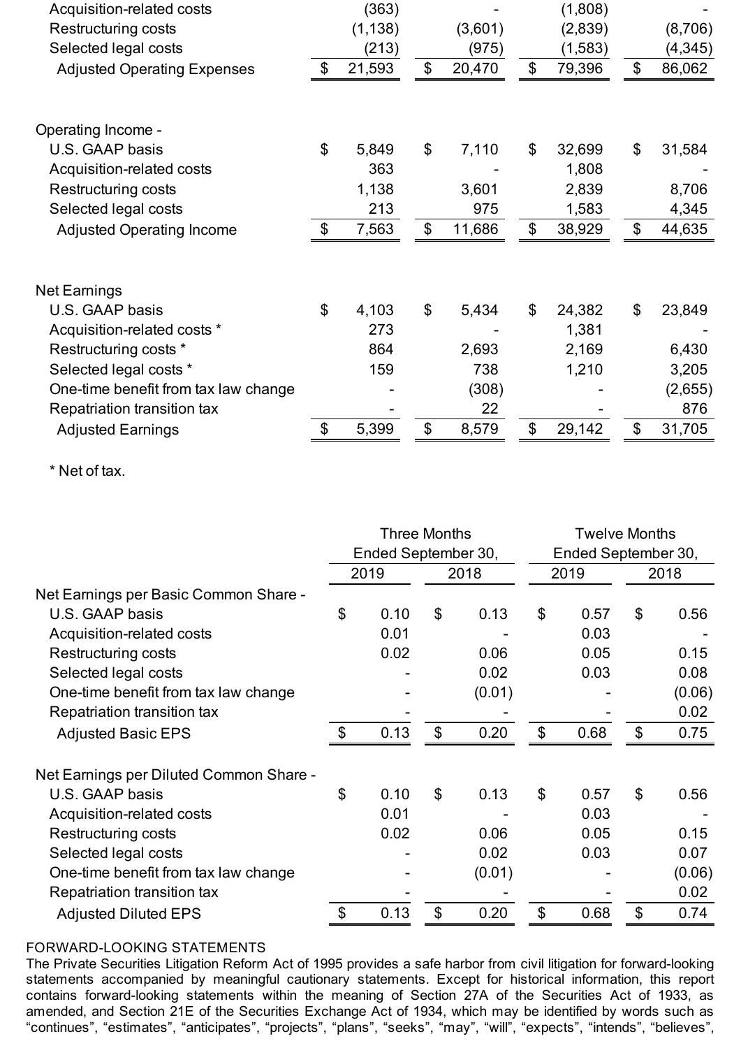| | Three Months Ended September 30, | | Twelve Months Ended September 30, | |
|---|---|---|---|---|
| | 2019 | 2018 | 2019 | 2018 |
| Acquisition-related costs | (363) | - | (1,808) | - |
| Restructuring costs | (1,138) | (3,601) | (2,839) | (8,706) |
| Selected legal costs | (213) | (975) | (1,583) | (4,345) |
| Adjusted Operating Expenses | $ 21,593 | $ 20,470 | $ 79,396 | $ 86,062 |
| | | | | |
| Operating Income - | | | | |
| U.S. GAAP basis | $ 5,849 | $ 7,110 | $ 32,699 | $ 31,584 |
| Acquisition-related costs | 363 | - | 1,808 | - |
| Restructuring costs | 1,138 | 3,601 | 2,839 | 8,706 |
| Selected legal costs | 213 | 975 | 1,583 | 4,345 |
| Adjusted Operating Income | $ 7,563 | $ 11,686 | $ 38,929 | $ 44,635 |
| | | | | |
| Net Earnings | | | | |
| U.S. GAAP basis | $ 4,103 | $ 5,434 | $ 24,382 | $ 23,849 |
| Acquisition-related costs * | 273 | - | 1,381 | - |
| Restructuring costs * | 864 | 2,693 | 2,169 | 6,430 |
| Selected legal costs * | 159 | 738 | 1,210 | 3,205 |
| One-time benefit from tax law change | - | (308) | - | (2,655) |
| Repatriation transition tax | - | 22 | - | 876 |
| Adjusted Earnings | $ 5,399 | $ 8,579 | $ 29,142 | $ 31,705 |

* Net of tax.

| | Three Months Ended September 30, | | Twelve Months Ended September 30, | |
|---|---|---|---|---|
| | 2019 | 2018 | 2019 | 2018 |
| Net Earnings per Basic Common Share - | | | | |
| U.S. GAAP basis | $ 0.10 | $ 0.13 | $ 0.57 | $ 0.56 |
| Acquisition-related costs | 0.01 | - | 0.03 | - |
| Restructuring costs | 0.02 | 0.06 | 0.05 | 0.15 |
| Selected legal costs | - | 0.02 | 0.03 | 0.08 |
| One-time benefit from tax law change | - | (0.01) | - | (0.06) |
| Repatriation transition tax | - | - | - | 0.02 |
| Adjusted Basic EPS | $ 0.13 | $ 0.20 | $ 0.68 | $ 0.75 |
| | | | | |
| Net Earnings per Diluted Common Share - | | | | |
| U.S. GAAP basis | $ 0.10 | $ 0.13 | $ 0.57 | $ 0.56 |
| Acquisition-related costs | 0.01 | - | 0.03 | - |
| Restructuring costs | 0.02 | 0.06 | 0.05 | 0.15 |
| Selected legal costs | - | 0.02 | 0.03 | 0.07 |
| One-time benefit from tax law change | - | (0.01) | - | (0.06) |
| Repatriation transition tax | - | - | - | 0.02 |
| Adjusted Diluted EPS | $ 0.13 | $ 0.20 | $ 0.68 | $ 0.74 |

FORWARD-LOOKING STATEMENTS

The Private Securities Litigation Reform Act of 1995 provides a safe harbor from civil litigation for forward-looking statements accompanied by meaningful cautionary statements. Except for historical information, this report contains forward-looking statements within the meaning of Section 27A of the Securities Act of 1933, as amended, and Section 21E of the Securities Exchange Act of 1934, which may be identified by words such as "continues", "estimates", "anticipates", "projects", "plans", "seeks", "may", "will", "expects", "intends", "believes",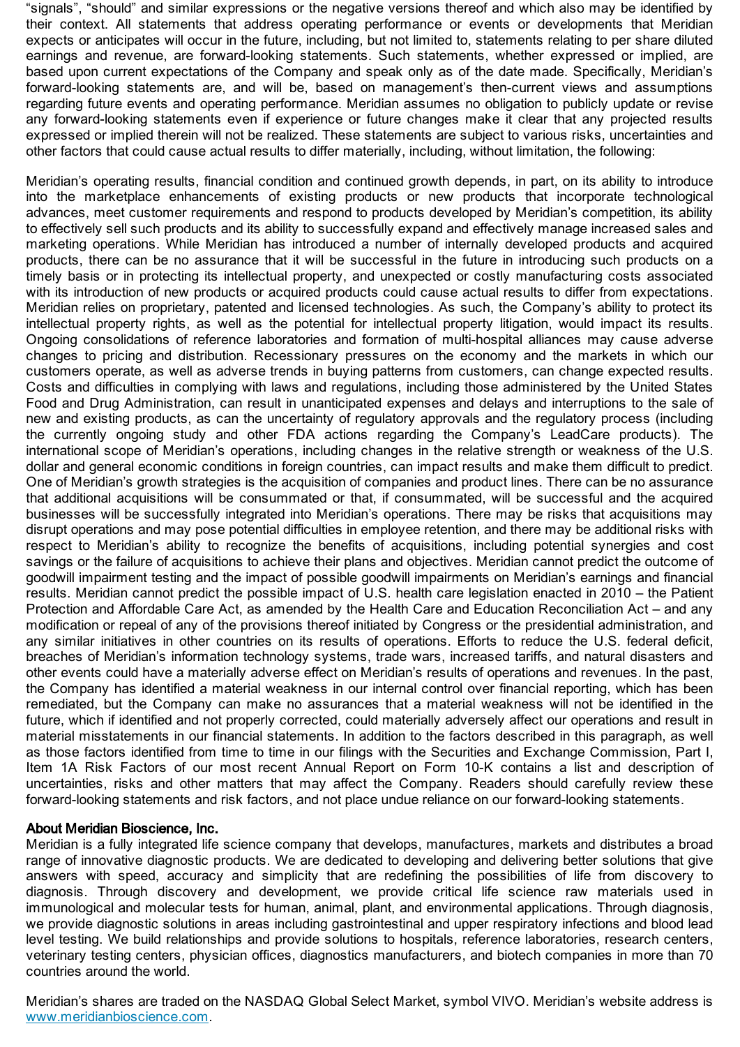"signals", "should" and similar expressions or the negative versions thereof and which also may be identified by their context. All statements that address operating performance or events or developments that Meridian expects or anticipates will occur in the future, including, but not limited to, statements relating to per share diluted earnings and revenue, are forward-looking statements. Such statements, whether expressed or implied, are based upon current expectations of the Company and speak only as of the date made. Specifically, Meridian's forward-looking statements are, and will be, based on management's then-current views and assumptions regarding future events and operating performance. Meridian assumes no obligation to publicly update or revise any forward-looking statements even if experience or future changes make it clear that any projected results expressed or implied therein will not be realized. These statements are subject to various risks, uncertainties and other factors that could cause actual results to differ materially, including, without limitation, the following:

Meridian's operating results, financial condition and continued growth depends, in part, on its ability to introduce into the marketplace enhancements of existing products or new products that incorporate technological advances, meet customer requirements and respond to products developed by Meridian's competition, its ability to effectively sell such products and its ability to successfully expand and effectively manage increased sales and marketing operations. While Meridian has introduced a number of internally developed products and acquired products, there can be no assurance that it will be successful in the future in introducing such products on a timely basis or in protecting its intellectual property, and unexpected or costly manufacturing costs associated with its introduction of new products or acquired products could cause actual results to differ from expectations. Meridian relies on proprietary, patented and licensed technologies. As such, the Company's ability to protect its intellectual property rights, as well as the potential for intellectual property litigation, would impact its results. Ongoing consolidations of reference laboratories and formation of multi-hospital alliances may cause adverse changes to pricing and distribution. Recessionary pressures on the economy and the markets in which our customers operate, as well as adverse trends in buying patterns from customers, can change expected results. Costs and difficulties in complying with laws and regulations, including those administered by the United States Food and Drug Administration, can result in unanticipated expenses and delays and interruptions to the sale of new and existing products, as can the uncertainty of regulatory approvals and the regulatory process (including the currently ongoing study and other FDA actions regarding the Company's LeadCare products). The international scope of Meridian's operations, including changes in the relative strength or weakness of the U.S. dollar and general economic conditions in foreign countries, can impact results and make them difficult to predict. One of Meridian's growth strategies is the acquisition of companies and product lines. There can be no assurance that additional acquisitions will be consummated or that, if consummated, will be successful and the acquired businesses will be successfully integrated into Meridian's operations. There may be risks that acquisitions may disrupt operations and may pose potential difficulties in employee retention, and there may be additional risks with respect to Meridian's ability to recognize the benefits of acquisitions, including potential synergies and cost savings or the failure of acquisitions to achieve their plans and objectives. Meridian cannot predict the outcome of goodwill impairment testing and the impact of possible goodwill impairments on Meridian's earnings and financial results. Meridian cannot predict the possible impact of U.S. health care legislation enacted in 2010 – the Patient Protection and Affordable Care Act, as amended by the Health Care and Education Reconciliation Act – and any modification or repeal of any of the provisions thereof initiated by Congress or the presidential administration, and any similar initiatives in other countries on its results of operations. Efforts to reduce the U.S. federal deficit, breaches of Meridian's information technology systems, trade wars, increased tariffs, and natural disasters and other events could have a materially adverse effect on Meridian's results of operations and revenues. In the past, the Company has identified a material weakness in our internal control over financial reporting, which has been remediated, but the Company can make no assurances that a material weakness will not be identified in the future, which if identified and not properly corrected, could materially adversely affect our operations and result in material misstatements in our financial statements. In addition to the factors described in this paragraph, as well as those factors identified from time to time in our filings with the Securities and Exchange Commission, Part I, Item 1A Risk Factors of our most recent Annual Report on Form 10-K contains a list and description of uncertainties, risks and other matters that may affect the Company. Readers should carefully review these forward-looking statements and risk factors, and not place undue reliance on our forward-looking statements.

**About Meridian Bioscience, Inc.**

Meridian is a fully integrated life science company that develops, manufactures, markets and distributes a broad range of innovative diagnostic products. We are dedicated to developing and delivering better solutions that give answers with speed, accuracy and simplicity that are redefining the possibilities of life from discovery to diagnosis. Through discovery and development, we provide critical life science raw materials used in immunological and molecular tests for human, animal, plant, and environmental applications. Through diagnosis, we provide diagnostic solutions in areas including gastrointestinal and upper respiratory infections and blood lead level testing. We build relationships and provide solutions to hospitals, reference laboratories, research centers, veterinary testing centers, physician offices, diagnostics manufacturers, and biotech companies in more than 70 countries around the world.

Meridian's shares are traded on the NASDAQ Global Select Market, symbol VIVO. Meridian's website address is [www.meridianbioscience.com](www.meridianbioscience.com).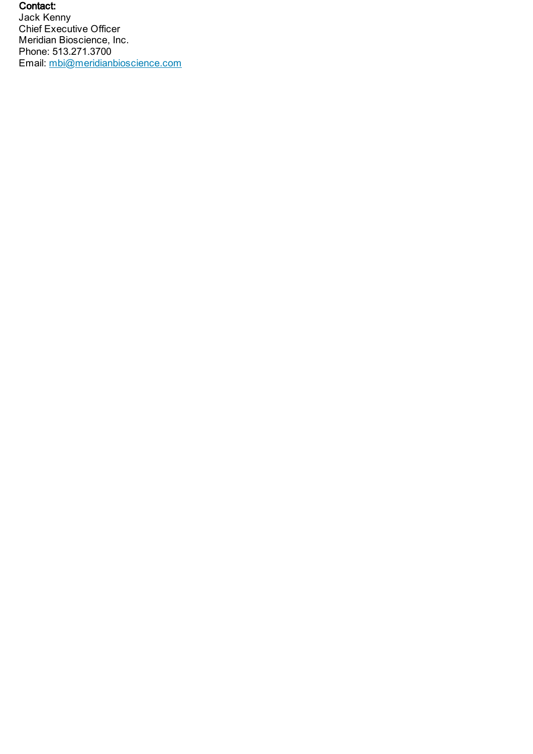**Contact:**
Jack Kenny
Chief Executive Officer
Meridian Bioscience, Inc.
Phone: 513.271.3700
Email: mbi@meridianbioscience.com